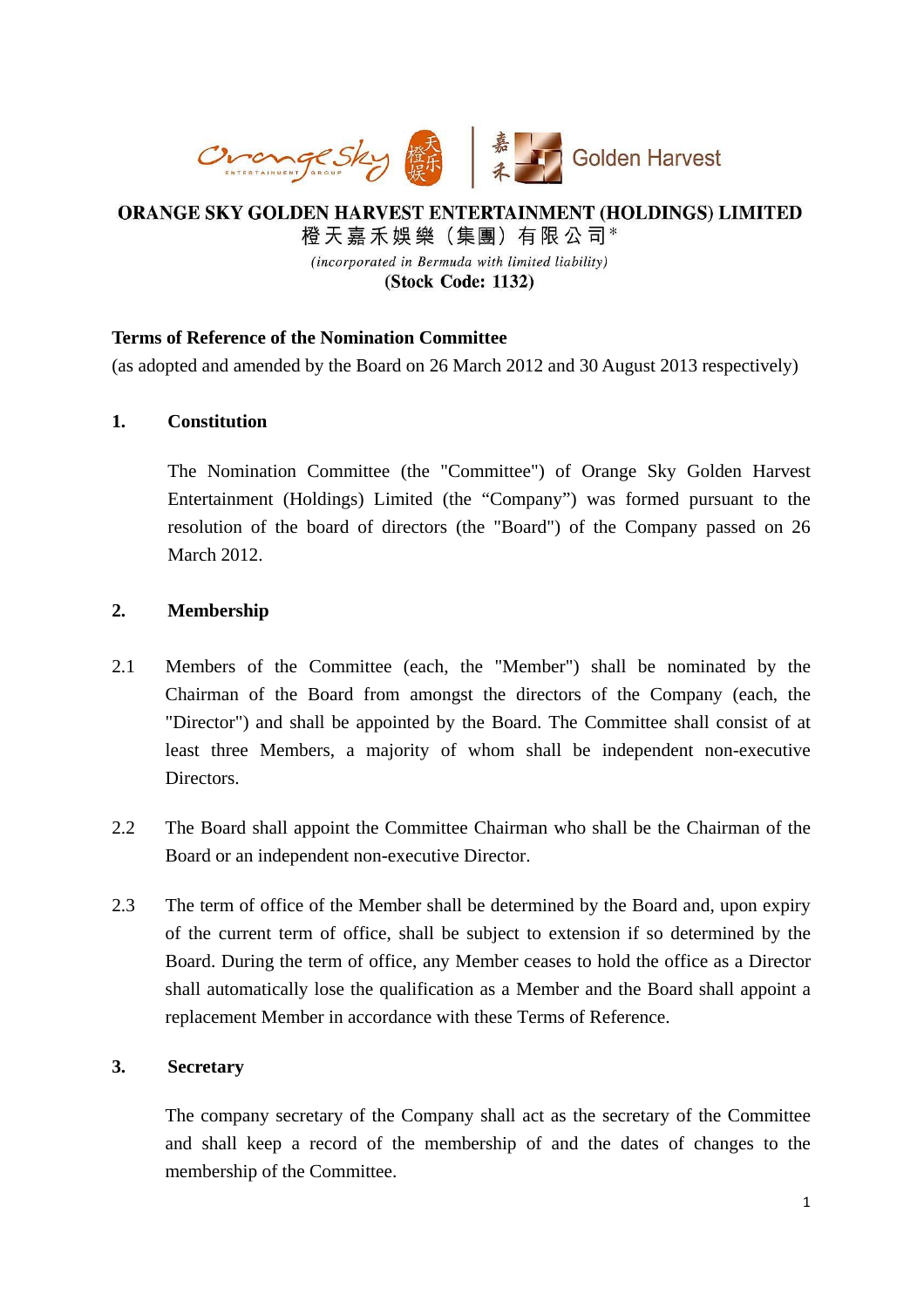# ORANGE SKY GOLDEN HARVEST ENTERTAINMENT (HOLDINGS) LIMITED

橙天嘉禾娛樂（集團）有限公司*

*(incorporated in Bermuda with limited liability)*

**(Stock Code: 1132)**

**Terms of Reference of the Nomination Committee**

(as adopted and amended by the Board on 26 March 2012 and 30 August 2013 respectively)

## 1. Constitution

The Nomination Committee (the "Committee") of Orange Sky Golden Harvest Entertainment (Holdings) Limited (the “Company”) was formed pursuant to the resolution of the board of directors (the "Board") of the Company passed on 26 March 2012.

## 2. Membership

2.1 Members of the Committee (each, the "Member") shall be nominated by the Chairman of the Board from amongst the directors of the Company (each, the "Director") and shall be appointed by the Board. The Committee shall consist of at least three Members, a majority of whom shall be independent non-executive Directors.

2.2 The Board shall appoint the Committee Chairman who shall be the Chairman of the Board or an independent non-executive Director.

2.3 The term of office of the Member shall be determined by the Board and, upon expiry of the current term of office, shall be subject to extension if so determined by the Board. During the term of office, any Member ceases to hold the office as a Director shall automatically lose the qualification as a Member and the Board shall appoint a replacement Member in accordance with these Terms of Reference.

## 3. Secretary

The company secretary of the Company shall act as the secretary of the Committee and shall keep a record of the membership of and the dates of changes to the membership of the Committee.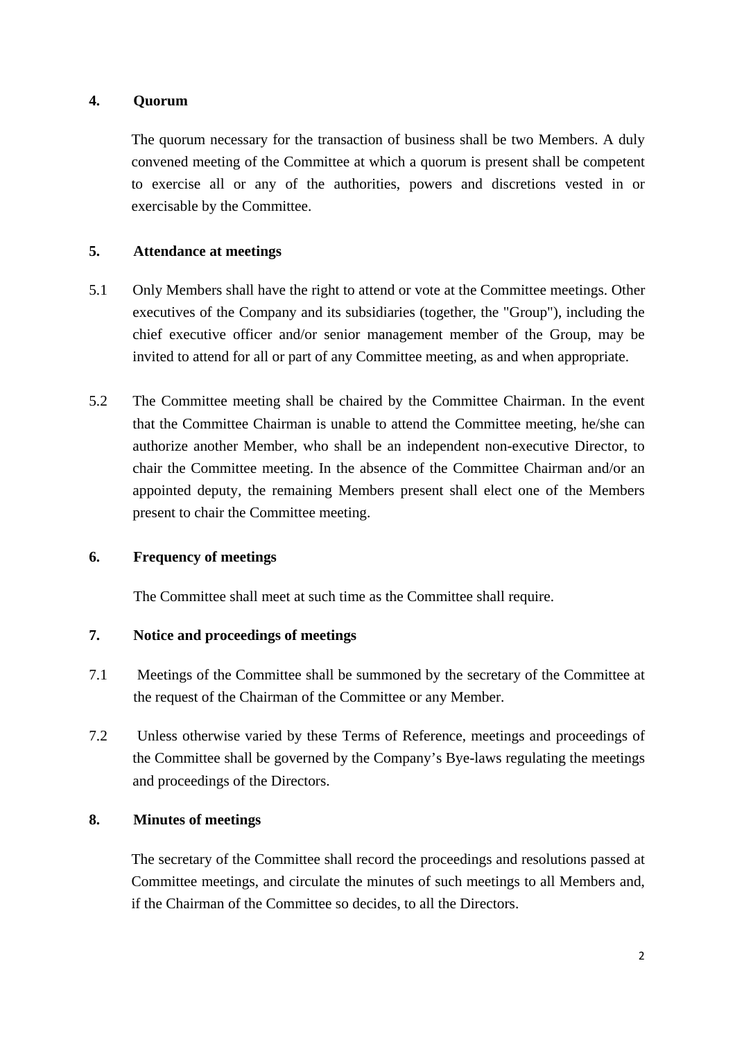## 4. Quorum

The quorum necessary for the transaction of business shall be two Members. A duly convened meeting of the Committee at which a quorum is present shall be competent to exercise all or any of the authorities, powers and discretions vested in or exercisable by the Committee.

## 5. Attendance at meetings

5.1 Only Members shall have the right to attend or vote at the Committee meetings. Other executives of the Company and its subsidiaries (together, the "Group"), including the chief executive officer and/or senior management member of the Group, may be invited to attend for all or part of any Committee meeting, as and when appropriate.

5.2 The Committee meeting shall be chaired by the Committee Chairman. In the event that the Committee Chairman is unable to attend the Committee meeting, he/she can authorize another Member, who shall be an independent non-executive Director, to chair the Committee meeting. In the absence of the Committee Chairman and/or an appointed deputy, the remaining Members present shall elect one of the Members present to chair the Committee meeting.

## 6. Frequency of meetings

The Committee shall meet at such time as the Committee shall require.

## 7. Notice and proceedings of meetings

7.1 Meetings of the Committee shall be summoned by the secretary of the Committee at the request of the Chairman of the Committee or any Member.

7.2 Unless otherwise varied by these Terms of Reference, meetings and proceedings of the Committee shall be governed by the Company's Bye-laws regulating the meetings and proceedings of the Directors.

## 8. Minutes of meetings

The secretary of the Committee shall record the proceedings and resolutions passed at Committee meetings, and circulate the minutes of such meetings to all Members and, if the Chairman of the Committee so decides, to all the Directors.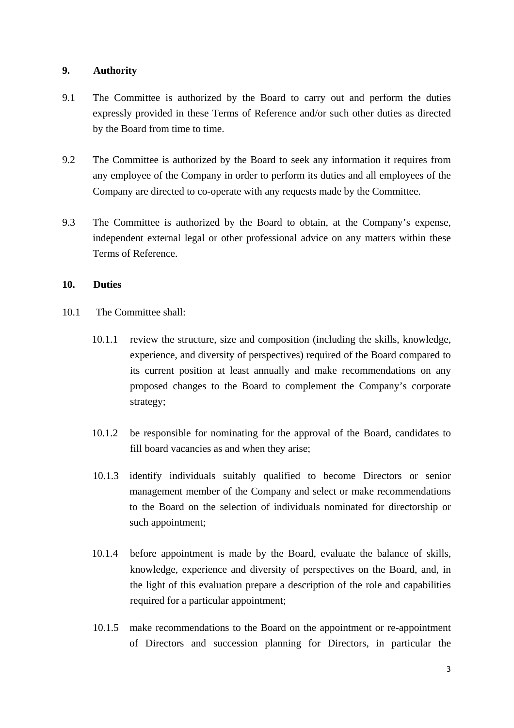## 9. Authority

9.1 The Committee is authorized by the Board to carry out and perform the duties expressly provided in these Terms of Reference and/or such other duties as directed by the Board from time to time.

9.2 The Committee is authorized by the Board to seek any information it requires from any employee of the Company in order to perform its duties and all employees of the Company are directed to co-operate with any requests made by the Committee.

9.3 The Committee is authorized by the Board to obtain, at the Company's expense, independent external legal or other professional advice on any matters within these Terms of Reference.

## 10. Duties

10.1 The Committee shall:

10.1.1 review the structure, size and composition (including the skills, knowledge, experience, and diversity of perspectives) required of the Board compared to its current position at least annually and make recommendations on any proposed changes to the Board to complement the Company's corporate strategy;

10.1.2 be responsible for nominating for the approval of the Board, candidates to fill board vacancies as and when they arise;

10.1.3 identify individuals suitably qualified to become Directors or senior management member of the Company and select or make recommendations to the Board on the selection of individuals nominated for directorship or such appointment;

10.1.4 before appointment is made by the Board, evaluate the balance of skills, knowledge, experience and diversity of perspectives on the Board, and, in the light of this evaluation prepare a description of the role and capabilities required for a particular appointment;

10.1.5 make recommendations to the Board on the appointment or re-appointment of Directors and succession planning for Directors, in particular the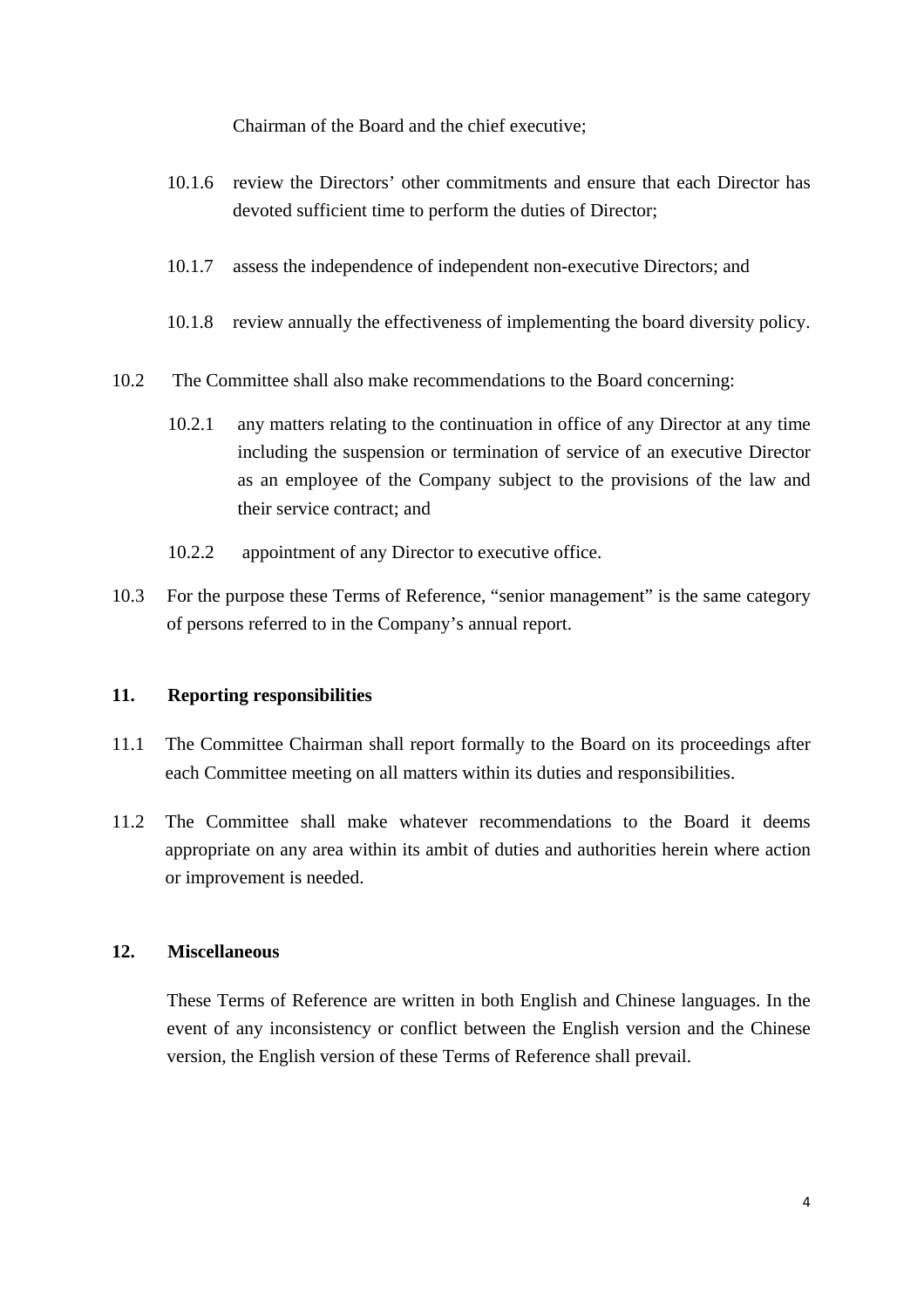Chairman of the Board and the chief executive;

10.1.6 review the Directors' other commitments and ensure that each Director has devoted sufficient time to perform the duties of Director;

10.1.7 assess the independence of independent non-executive Directors; and

10.1.8 review annually the effectiveness of implementing the board diversity policy.

10.2 The Committee shall also make recommendations to the Board concerning:

10.2.1 any matters relating to the continuation in office of any Director at any time including the suspension or termination of service of an executive Director as an employee of the Company subject to the provisions of the law and their service contract; and

10.2.2 appointment of any Director to executive office.

10.3 For the purpose these Terms of Reference, "senior management" is the same category of persons referred to in the Company's annual report.

**11. Reporting responsibilities**

11.1 The Committee Chairman shall report formally to the Board on its proceedings after each Committee meeting on all matters within its duties and responsibilities.

11.2 The Committee shall make whatever recommendations to the Board it deems appropriate on any area within its ambit of duties and authorities herein where action or improvement is needed.

**12. Miscellaneous**

These Terms of Reference are written in both English and Chinese languages. In the event of any inconsistency or conflict between the English version and the Chinese version, the English version of these Terms of Reference shall prevail.